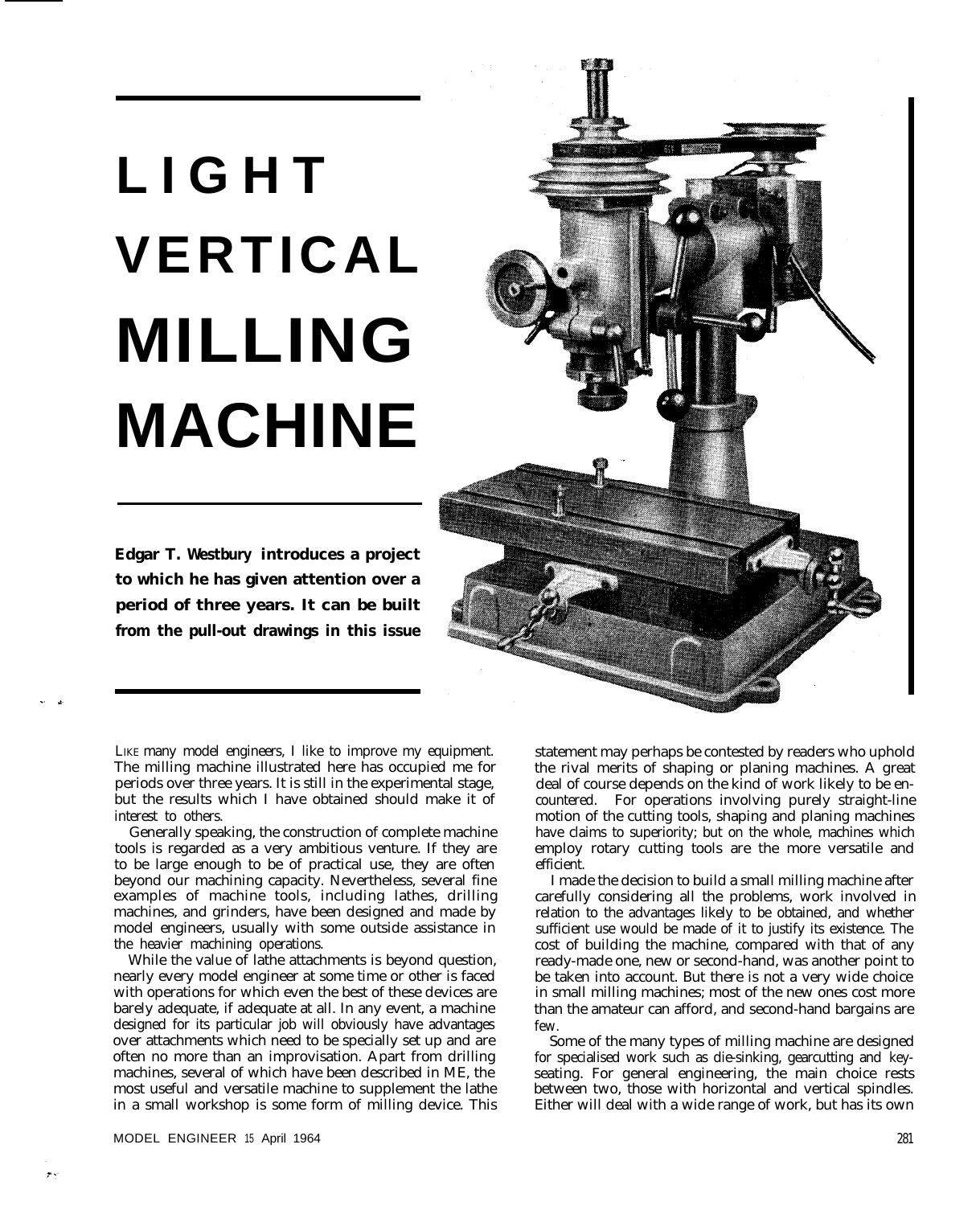# LIGHT VERTICAL MILLING MACHINE

**Edgar T. Westbury introduces a project to which he has given attention over a period of three years. It can be built from the pull-out drawings in this issue**

LIKE many model engineers, I like to improve my equipment. The milling machine illustrated here has occupied me for periods over three years. It is still in the experimental stage, but the results which I have obtained should make it of interest to others.

Generally speaking, the construction of complete machine tools is regarded as a very ambitious venture. If they are to be large enough to be of practical use, they are often beyond our machining capacity. Nevertheless, several fine examples of machine tools, including lathes, drilling machines, and grinders, have been designed and made by model engineers, usually with some outside assistance in the heavier machining operations.

While the value of lathe attachments is beyond question, nearly every model engineer at some time or other is faced with operations for which even the best of these devices are barely adequate, if adequate at all. In any event, a machine designed for its particular job will obviously have advantages over attachments which need to be specially set up and are often no more than an improvisation. Apart from drilling machines, several of which have been described in ME, the most useful and versatile machine to supplement the lathe in a small workshop is some form of milling device. This statement may perhaps be contested by readers who uphold the rival merits of shaping or planing machines. A great deal of course depends on the kind of work likely to be encountered. For operations involving purely straight-line motion of the cutting tools, shaping and planing machines have claims to superiority; but on the whole, machines which employ rotary cutting tools are the more versatile and efficient.

I made the decision to build a small milling machine after carefully considering all the problems, work involved in relation to the advantages likely to be obtained, and whether sufficient use would be made of it to justify its existence. The cost of building the machine, compared with that of any ready-made one, new or second-hand, was another point to be taken into account. But there is not a very wide choice in small milling machines; most of the new ones cost more than the amateur can afford, and second-hand bargains are few.

Some of the many types of milling machine are designed for specialised work such as die-sinking, gearcutting and key-seating. For general engineering, the main choice rests between two, those with horizontal and vertical spindles. Either will deal with a wide range of work, but has its own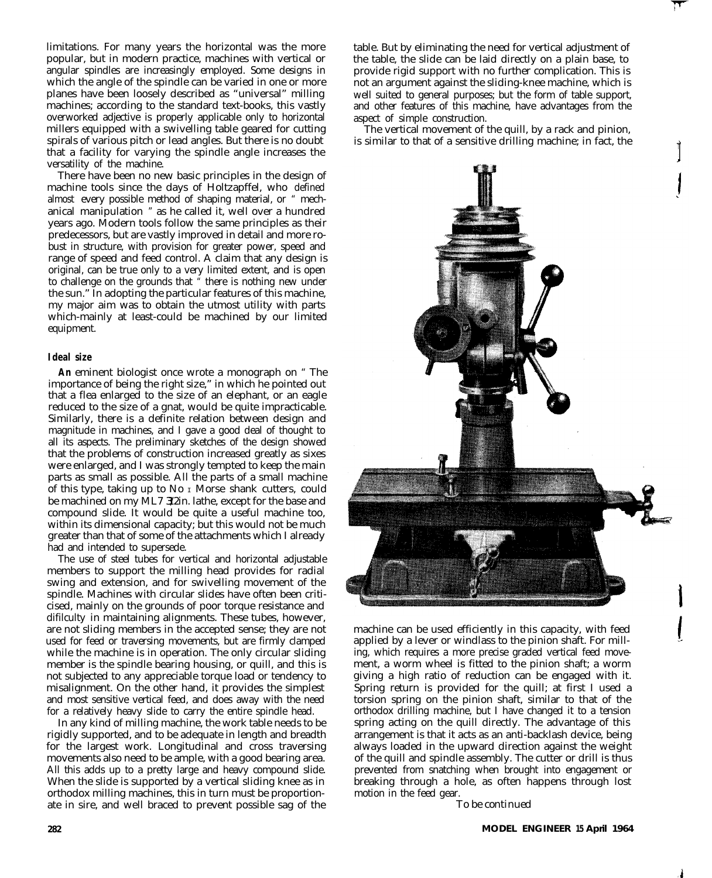limitations. For many years the horizontal was the more popular, but in modern practice, machines with vertical or angular spindles are increasingly employed. Some designs in which the angle of the spindle can be varied in one or more planes have been loosely described as "universal" milling machines; according to the standard text-books, this vastly overworked adjective is properly applicable only to horizontal millers equipped with a swivelling table geared for cutting spirals of various pitch or lead angles. But there is no doubt that a facility for varying the spindle angle increases the versatility of the machine.

There have been no new basic principles in the design of machine tools since the days of Holtzapffel, who defined almost every possible method of shaping material, or " mechanical manipulation " as he called it, well over a hundred years ago. Modern tools follow the same principles as their predecessors, but are vastly improved in detail and more robust in structure, with provision for greater power, speed and range of speed and feed control. A claim that any design is original, can be true only to a very limited extent, and is open to challenge on the grounds that " there is nothing new under the sun." In adopting the particular features of this machine, my major aim was to obtain the utmost utility with parts which-mainly at least-could be machined by our limited equipment.

### Ideal size

An eminent biologist once wrote a monograph on " The importance of being the right size," in which he pointed out that a flea enlarged to the size of an elephant, or an eagle reduced to the size of a gnat, would be quite impracticable. Similarly, there is a definite relation between design and magnitude in machines, and I gave a good deal of thought to all its aspects. The preliminary sketches of the design showed that the problems of construction increased greatly as sixes were enlarged, and I was strongly tempted to keep the main parts as small as possible. All the parts of a small machine of this type, taking up to No I Morse shank cutters, could be machined on my ML7 3½in. lathe, except for the base and compound slide. It would be quite a useful machine too, within its dimensional capacity; but this would not be much greater than that of some of the attachments which I already had and intended to supersede.

The use of steel tubes for vertical and horizontal adjustable members to support the milling head provides for radial swing and extension, and for swivelling movement of the spindle. Machines with circular slides have often been criticised, mainly on the grounds of poor torque resistance and difilculty in maintaining alignments. These tubes, however, are not sliding members in the accepted sense; they are not used for feed or traversing movements, but are firmly clamped while the machine is in operation. The only circular sliding member is the spindle bearing housing, or quill, and this is not subjected to any appreciable torque load or tendency to misalignment. On the other hand, it provides the simplest and most sensitive vertical feed, and does away with the need for a relatively heavy slide to carry the entire spindle head.

In any kind of milling machine, the work table needs to be rigidly supported, and to be adequate in length and breadth for the largest work. Longitudinal and cross traversing movements also need to be ample, with a good bearing area. All this adds up to a pretty large and heavy compound slide. When the slide is supported by a vertical sliding knee as in orthodox milling machines, this in turn must be proportionate in sire, and well braced to prevent possible sag of the table. But by eliminating the need for vertical adjustment of the table, the slide can be laid directly on a plain base, to provide rigid support with no further complication. This is not an argument against the sliding-knee machine, which is well suited to general purposes; but the form of table support, and other features of this machine, have advantages from the aspect of simple construction.

The vertical movement of the quill, by a rack and pinion, is similar to that of a sensitive drilling machine; in fact, the machine can be used efficiently in this capacity, with feed applied by a lever or windlass to the pinion shaft. For milling, which requires a more precise graded vertical feed movement, a worm wheel is fitted to the pinion shaft; a worm giving a high ratio of reduction can be engaged with it. Spring return is provided for the quill; at first I used a torsion spring on the pinion shaft, similar to that of the orthodox drilling machine, but I have changed it to a tension spring acting on the quill directly. The advantage of this arrangement is that it acts as an anti-backlash device, being always loaded in the upward direction against the weight of the quill and spindle assembly. The cutter or drill is thus prevented from snatching when brought into engagement or breaking through a hole, as often happens through lost motion in the feed gear.

*To be continued*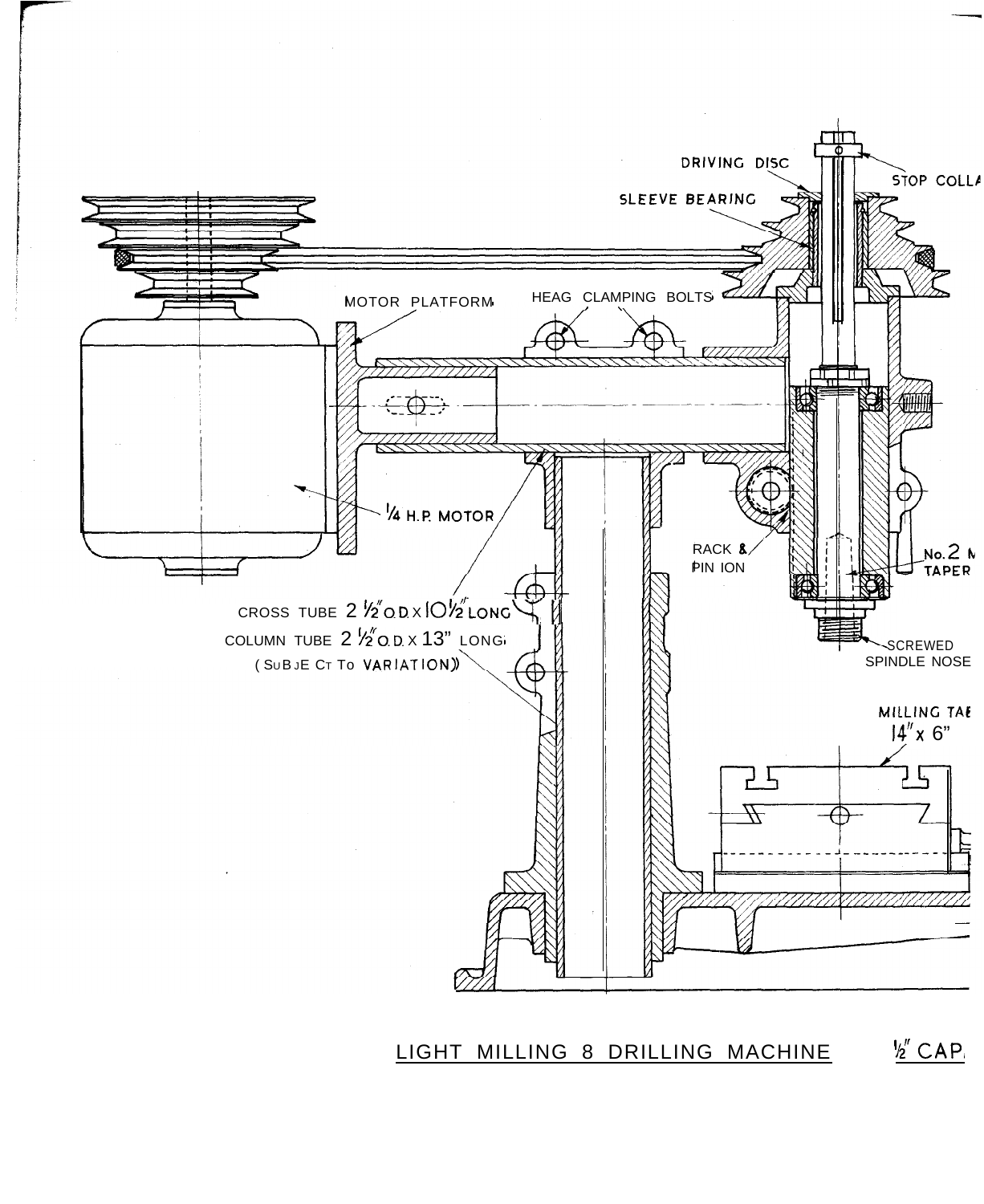DRIVING DISC

STOP COLLA

SLEEVE BEARING

MOTOR PLATFORM

HEAG CLAMPING BOLTS

1/4 H.P. MOTOR

RACK & PIN ION

No. 2 M TAPER

CROSS TUBE 2 1/2" O.D. X 10 1/2" LONG

COLUMN TUBE 2 1/2" O.D. X 13" LONG

(SUBJECT TO VARIATION)

SCREWED SPINDLE NOSE

MILLING TAB 14" x 6"

LIGHT MILLING 8 DRILLING MACHINE 1/2" CAP.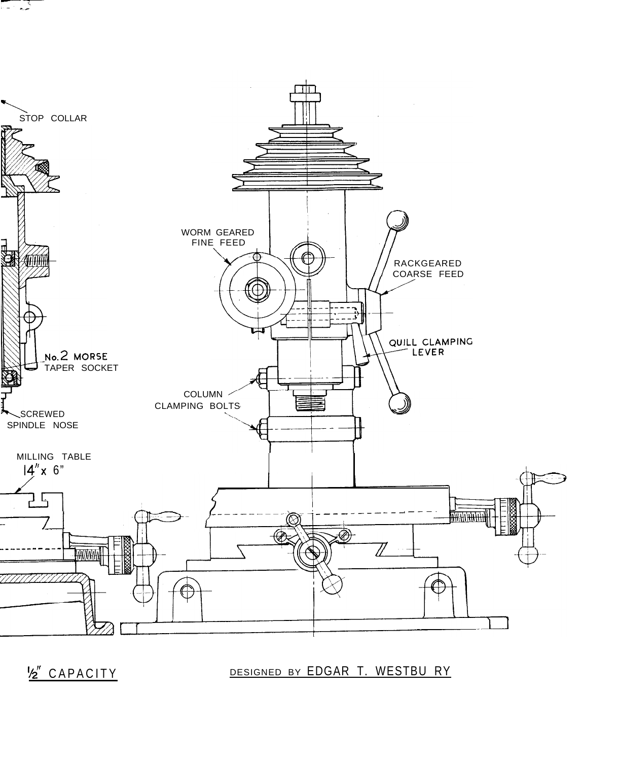STOP COLLAR

WORM GEARED FINE FEED

RACKGEARED COARSE FEED

QUILL CLAMPING LEVER

No. 2 MORSE TAPER SOCKET

COLUMN CLAMPING BOLTS

SCREWED SPINDLE NOSE

MILLING TABLE 14" x 6"

½" CAPACITY

DESIGNED BY EDGAR T. WESTBURY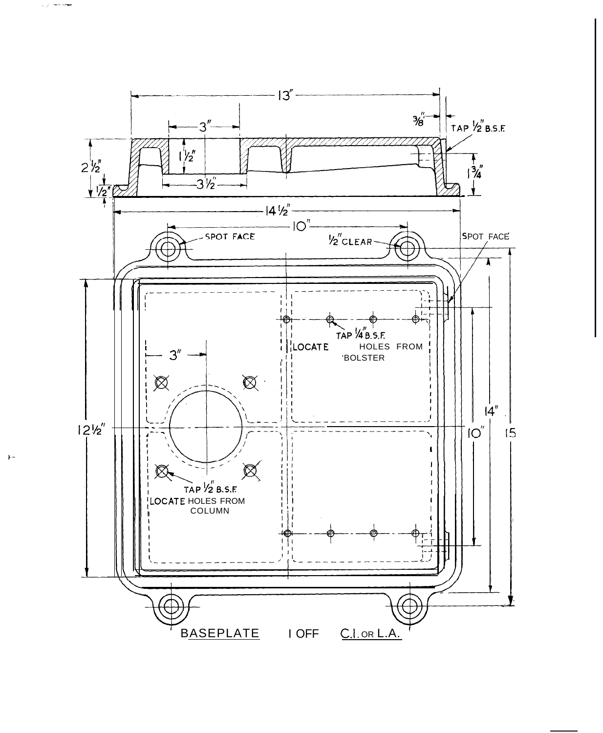13″

3″

3/8″

TAP 1/2″ B.S.F.

2 1/2″

1 1/2″

1 3/4″

1/2″

3 1/2″

14 1/2″

10″

SPOT FACE

1/2″ CLEAR

SPOT FACE

TAP 1/4″ B.S.F.

LOCATE HOLES FROM 'BOLSTER

3″

14″

12 1/2″

10″

15

TAP 1/2 B.S.F.

LOCATE HOLES FROM COLUMN

BASEPLATE 1 OFF C.I. OR L.A.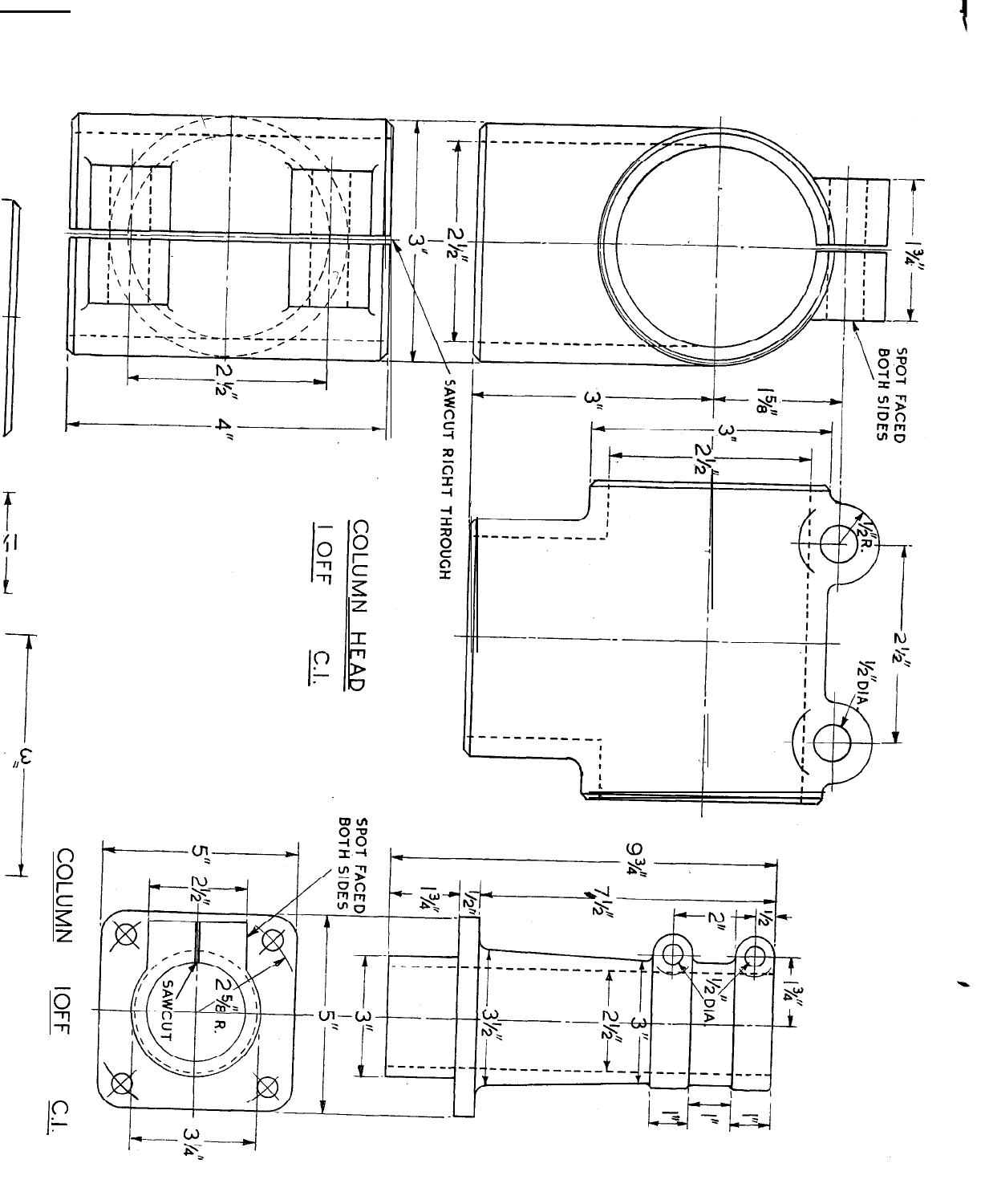## COLUMN HEAD

1 OFF C.I.

SAWCUT RIGHT THROUGH

SPOT FACED BOTH SIDES

3″ 2½″ 2½″ 4″ 1¾″ 3″ 1⅝″ 3″ 2½″ ½″R. 2½″ ½″DIA.

## COLUMN

1 OFF C.I.

SPOT FACED BOTH SIDES

SAWCUT

9¾″ 1¾″ ½″ 7½″ 2″ ½″ 1¾″ ½″DIA. 3″ 3½″ 2½″ 3″ 1″ 1″ 1″ 5″ 2½″ 2⅝″ R. 5″ 3¼″

3″ 1″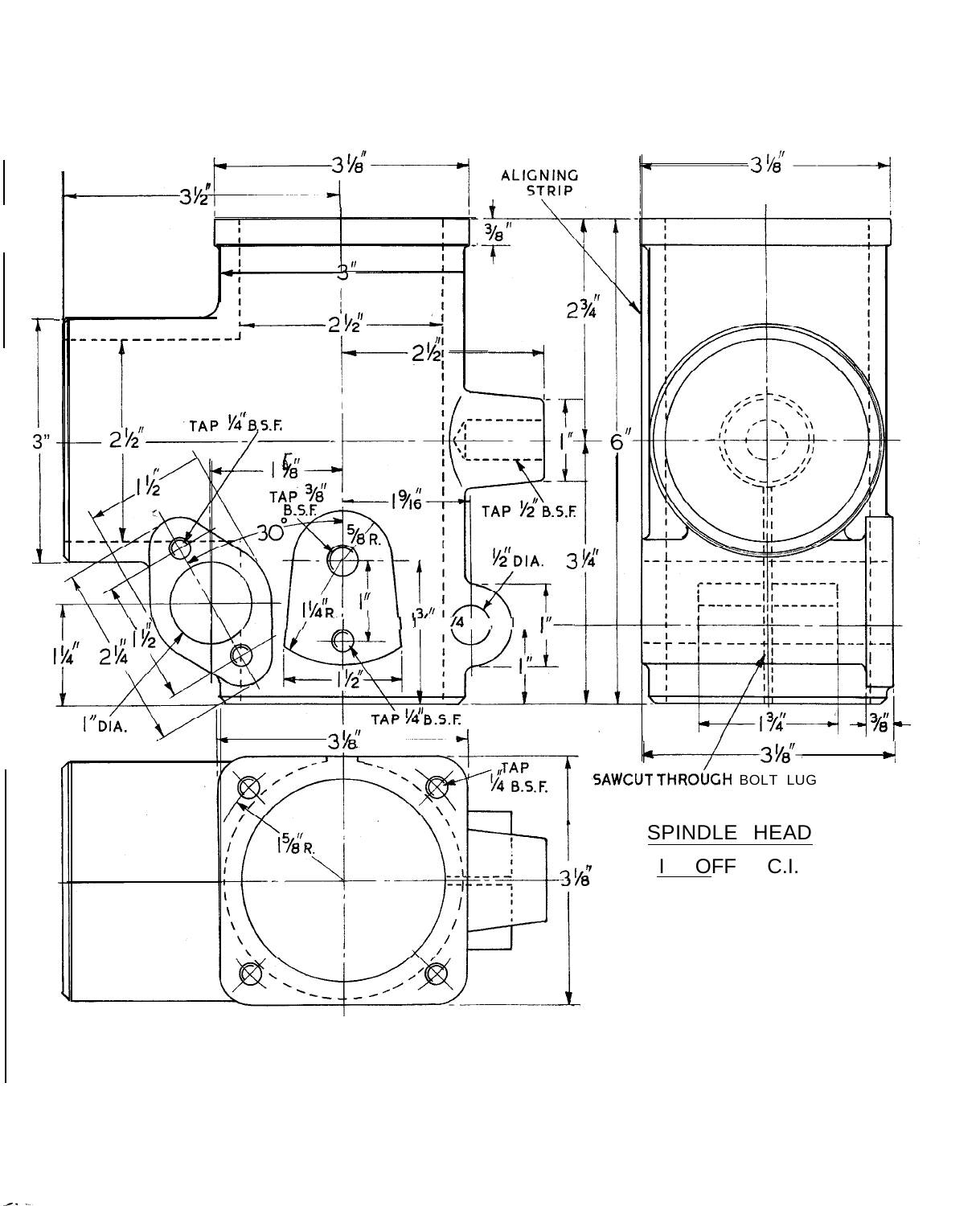ALIGNING STRIP

TAP 1/4" B.S.F.

TAP 3/8" B.S.F.

TAP 1/2" B.S.F.

1/2" DIA.

1" DIA.

TAP 1/4" B.S.F.

TAP 1/4 B.S.F.

SAWCUT THROUGH BOLT LUG

SPINDLE HEAD

I OFF C.I.